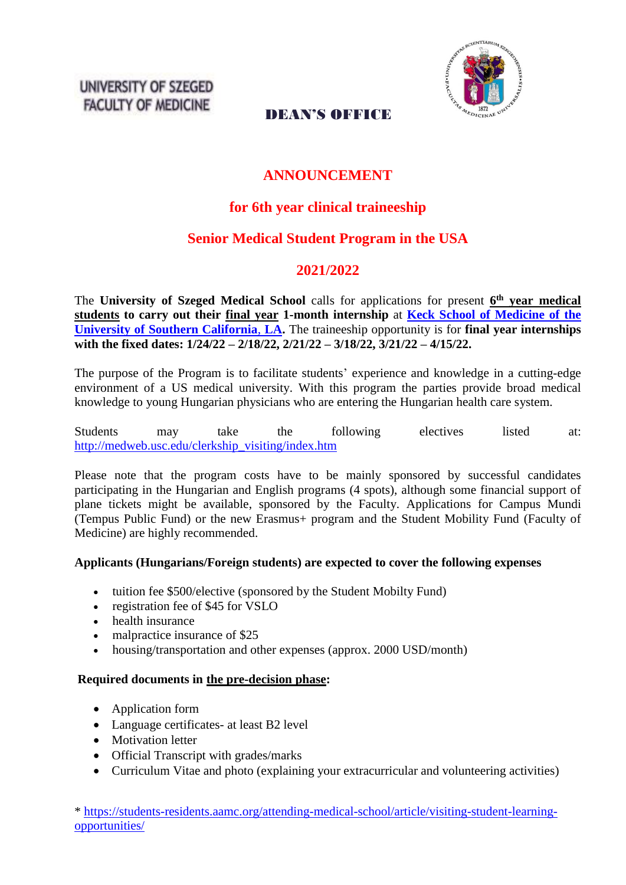UNIVERSITY OF SZEGED
FACULTY OF MEDICINE

**DEAN'S OFFICE**

# ANNOUNCEMENT

## for 6th year clinical traineeship

## Senior Medical Student Program in the USA

## 2021/2022

The **University of Szeged Medical School** calls for applications for present **6th year medical students to carry out their final year 1-month internship** at **Keck School of Medicine of the University of Southern California, LA.** The traineeship opportunity is for **final year internships with the fixed dates: 1/24/22 – 2/18/22, 2/21/22 – 3/18/22, 3/21/22 – 4/15/22.**

The purpose of the Program is to facilitate students' experience and knowledge in a cutting-edge environment of a US medical university. With this program the parties provide broad medical knowledge to young Hungarian physicians who are entering the Hungarian health care system.

Students may take the following electives listed at: http://medweb.usc.edu/clerkship_visiting/index.htm

Please note that the program costs have to be mainly sponsored by successful candidates participating in the Hungarian and English programs (4 spots), although some financial support of plane tickets might be available, sponsored by the Faculty. Applications for Campus Mundi (Tempus Public Fund) or the new Erasmus+ program and the Student Mobility Fund (Faculty of Medicine) are highly recommended.

**Applicants (Hungarians/Foreign students) are expected to cover the following expenses**

- tuition fee $500/elective (sponsored by the Student Mobilty Fund)
- registration fee of $45 for VSLO
- health insurance
- malpractice insurance of $25
- housing/transportation and other expenses (approx. 2000 USD/month)

**Required documents in the pre-decision phase:**

- Application form
- Language certificates- at least B2 level
- Motivation letter
- Official Transcript with grades/marks
- Curriculum Vitae and photo (explaining your extracurricular and volunteering activities)

* https://students-residents.aamc.org/attending-medical-school/article/visiting-student-learning-opportunities/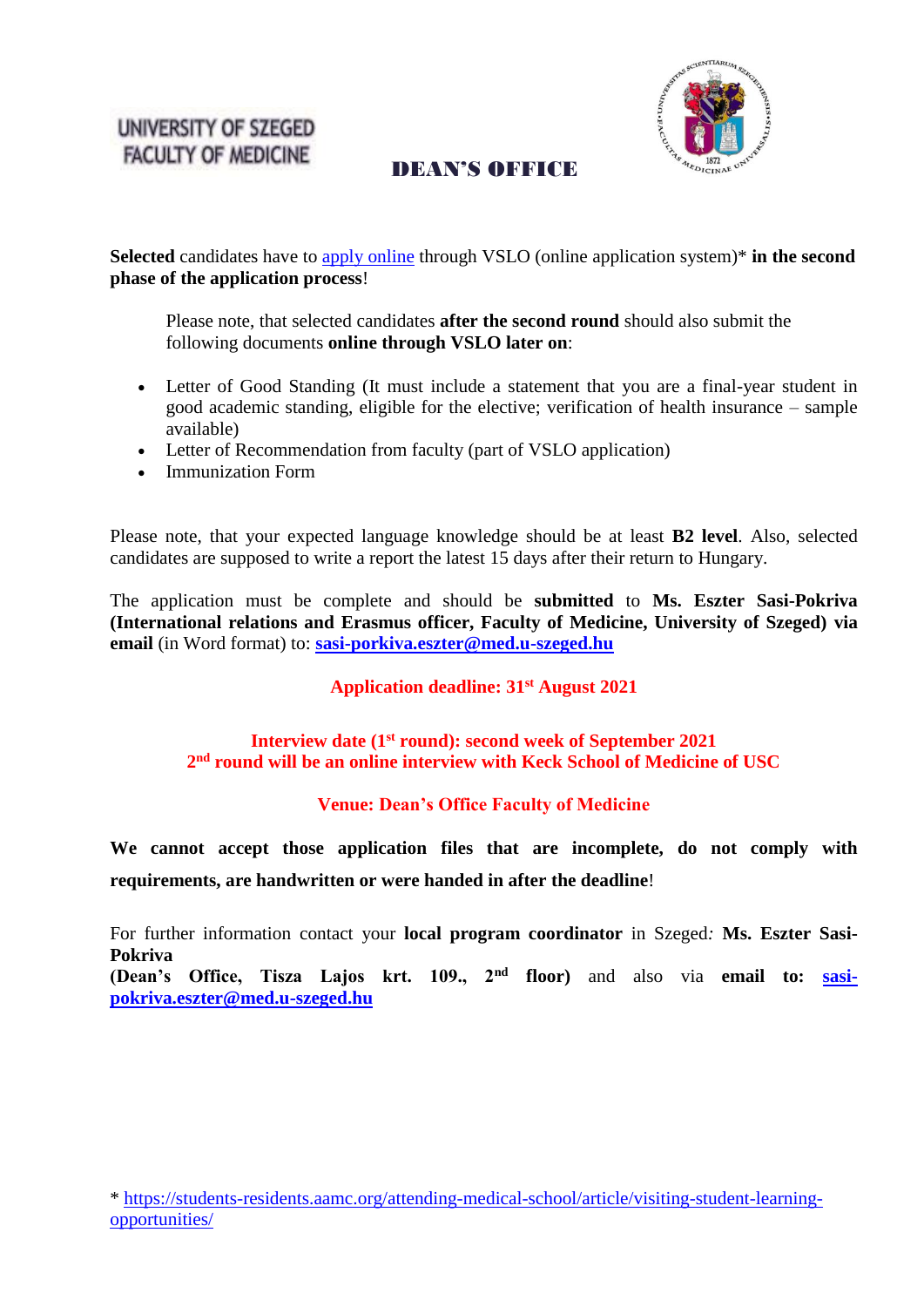UNIVERSITY OF SZEGED
FACULTY OF MEDICINE

# DEAN'S OFFICE

**Selected** candidates have to apply online through VSLO (online application system)* **in the second phase of the application process**!

Please note, that selected candidates **after the second round** should also submit the following documents **online through VSLO later on**:

- Letter of Good Standing (It must include a statement that you are a final-year student in good academic standing, eligible for the elective; verification of health insurance – sample available)
- Letter of Recommendation from faculty (part of VSLO application)
- Immunization Form

Please note, that your expected language knowledge should be at least **B2 level**. Also, selected candidates are supposed to write a report the latest 15 days after their return to Hungary.

The application must be complete and should be **submitted** to **Ms. Eszter Sasi-Pokriva (International relations and Erasmus officer, Faculty of Medicine, University of Szeged) via email** (in Word format) to: **sasi-porkiva.eszter@med.u-szeged.hu**

**Application deadline: 31st August 2021**

**Interview date (1st round): second week of September 2021**
**2nd round will be an online interview with Keck School of Medicine of USC**

**Venue: Dean's Office Faculty of Medicine**

**We cannot accept those application files that are incomplete, do not comply with requirements, are handwritten or were handed in after the deadline**!

For further information contact your **local program coordinator** in Szeged*:* **Ms. Eszter Sasi-Pokriva (Dean's Office, Tisza Lajos krt. 109., 2nd floor)** and also via **email to: sasi-pokriva.eszter@med.u-szeged.hu**

* https://students-residents.aamc.org/attending-medical-school/article/visiting-student-learning-opportunities/